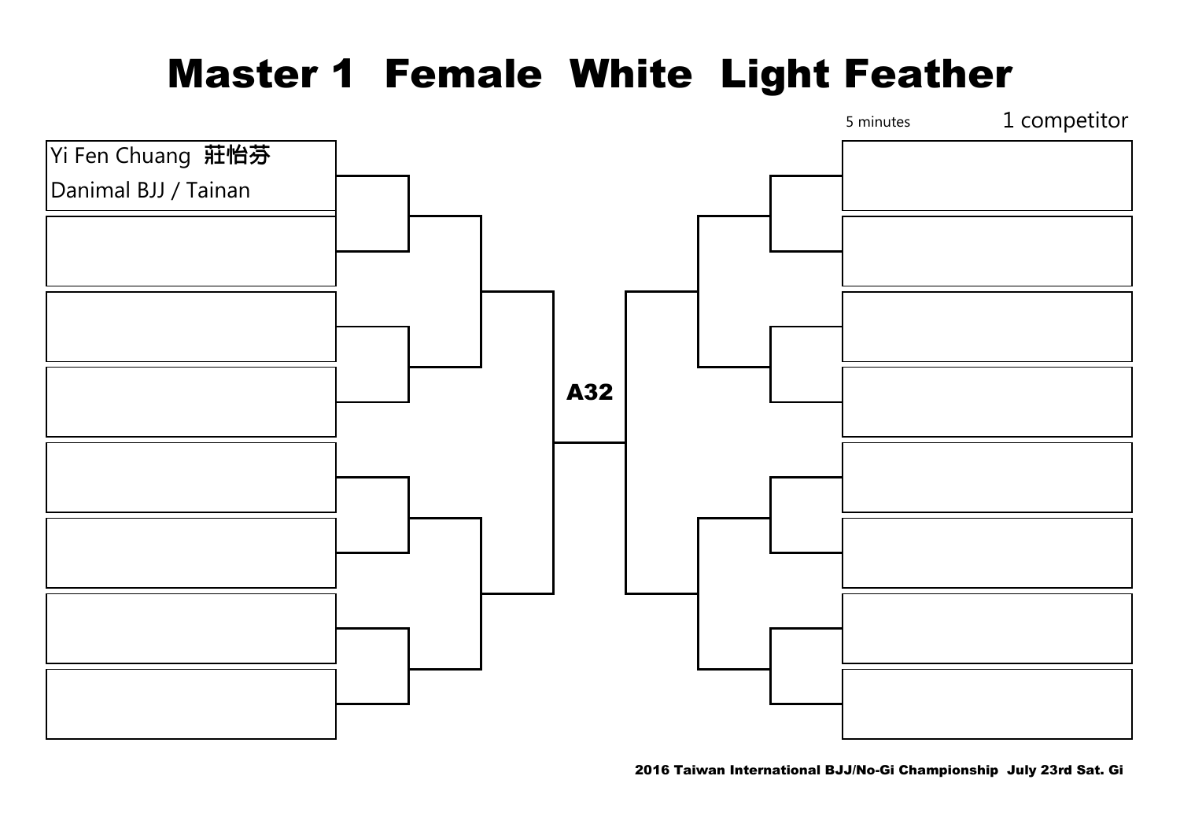# Master 1 Female White Light Feather

5 minutes

1 competitor

Yi Fen Chuang 莊怡芬
Danimal BJJ / Tainan

A32

2016 Taiwan International BJJ/No-Gi Championship July 23rd Sat. Gi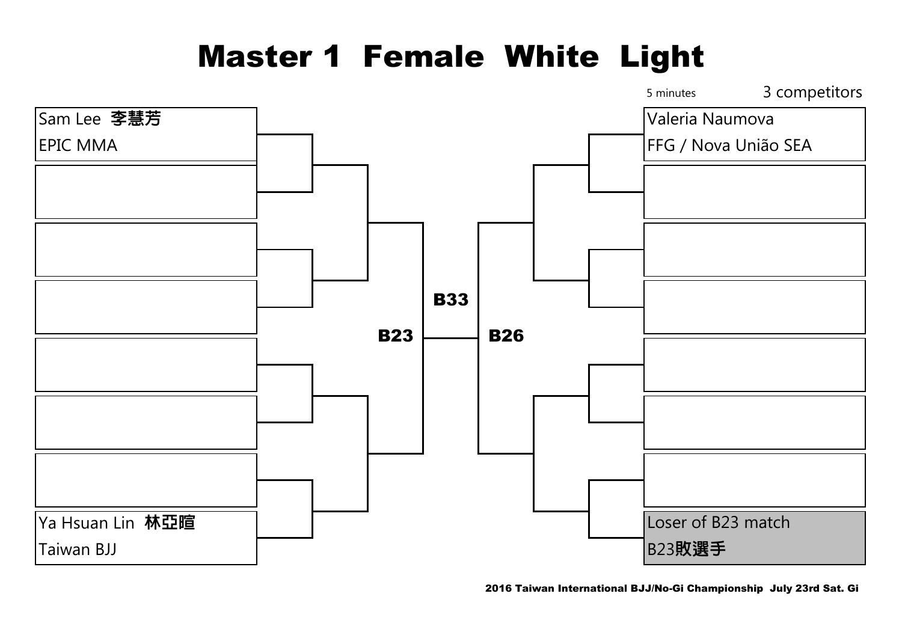# Master 1 Female White Light

5 minutes

3 competitors

Sam Lee 李慧芳
EPIC MMA

Ya Hsuan Lin 林亞暄
Taiwan BJJ

**B23**

**B33**

**B26**

Valeria Naumova
FFG / Nova União SEA

Loser of B23 match
B23**敗選手**

**2016 Taiwan International BJJ/No-Gi Championship July 23rd Sat. Gi**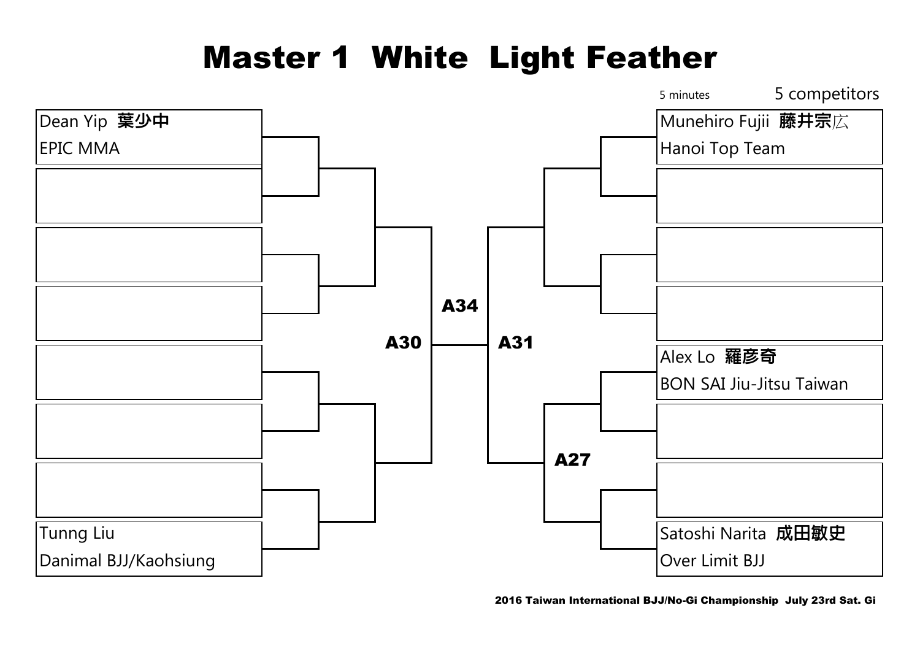# Master 1  White  Light Feather

5 minutes

5 competitors

| Left bracket | Right bracket |
|---|---|
| Dean Yip 葉少中<br>EPIC MMA | Munehiro Fujii 藤井宗広<br>Hanoi Top Team |
| | |
| | |
| | |
| | Alex Lo 羅彥奇<br>BON SAI Jiu-Jitsu Taiwan |
| | |
| | |
| Tunng Liu<br>Danimal BJJ/Kaohsiung | Satoshi Narita 成田敏史<br>Over Limit BJJ |

A30

A34

A31

A27

2016 Taiwan International BJJ/No-Gi Championship  July 23rd Sat. Gi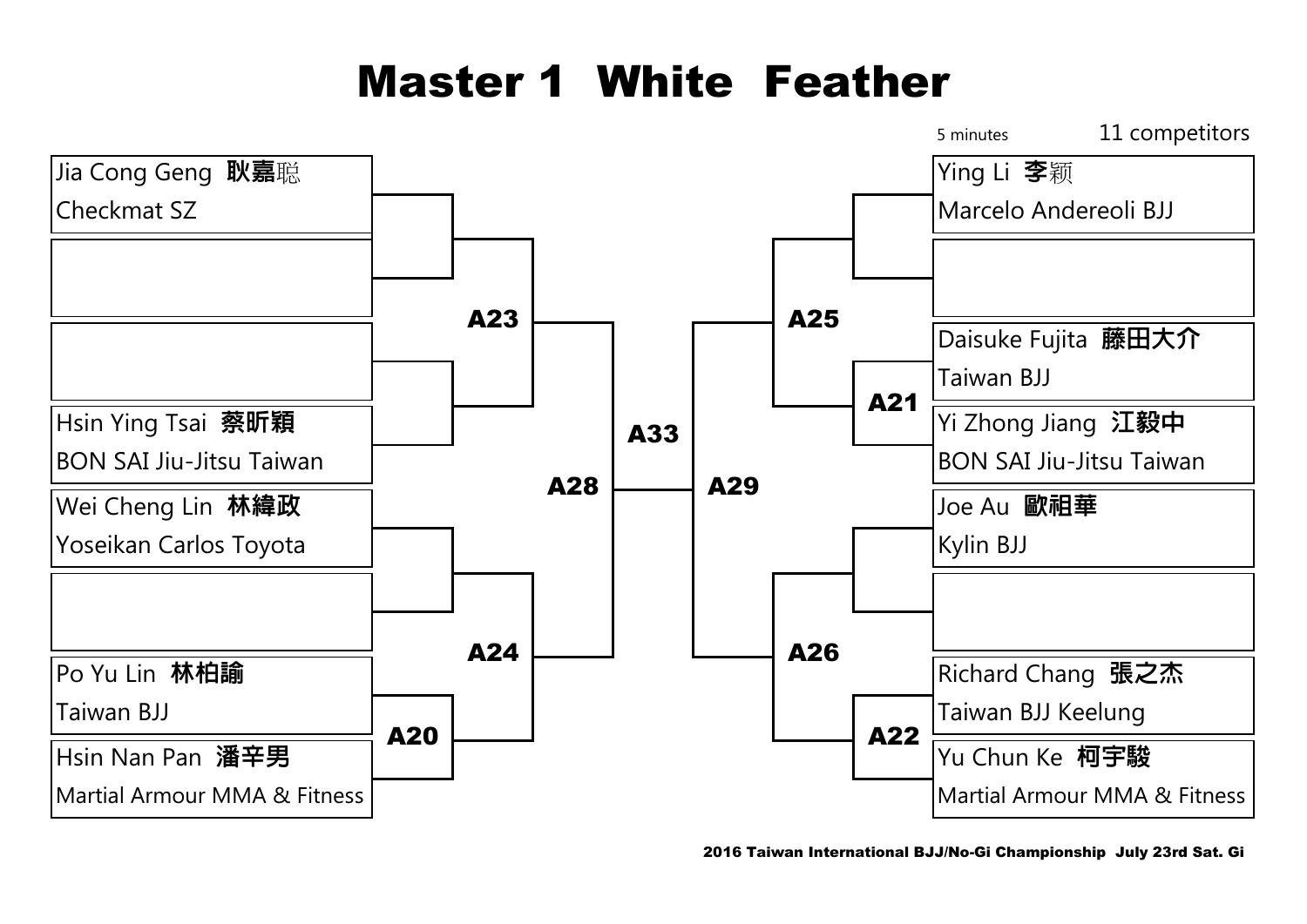# Master 1 White Feather

5 minutes — 11 competitors

| Slot | Competitor | Team | Match |
|---|---|---|---|
| 1 | Jia Cong Geng **耿嘉**聪 | Checkmat SZ | A23 |
| 2 | | | A23 |
| 3 | | | A23 |
| 4 | Hsin Ying Tsai **蔡昕穎** | BON SAI Jiu-Jitsu Taiwan | A23 |
| 5 | Wei Cheng Lin **林緯政** | Yoseikan Carlos Toyota | A24 |
| 6 | | | A24 |
| 7 | Po Yu Lin **林柏諭** | Taiwan BJJ | A20 |
| 8 | Hsin Nan Pan **潘辛男** | Martial Armour MMA & Fitness | A20 |
| 9 | Ying Li **李**颖 | Marcelo Andereoli BJJ | A25 |
| 10 | | | A25 |
| 11 | Daisuke Fujita **藤田大介** | Taiwan BJJ | A21 |
| 12 | Yi Zhong Jiang **江毅中** | BON SAI Jiu-Jitsu Taiwan | A21 |
| 13 | Joe Au **歐祖華** | Kylin BJJ | A26 |
| 14 | | | A26 |
| 15 | Richard Chang **張之杰** | Taiwan BJJ Keelung | A22 |
| 16 | Yu Chun Ke **柯宇駿** | Martial Armour MMA & Fitness | A22 |

Bracket progression:

- A20 winner → A24
- A21 winner → A25
- A22 winner → A26
- A23, A24 → A28
- A25, A26 → A29
- A28, A29 → A33

2016 Taiwan International BJJ/No-Gi Championship July 23rd Sat. Gi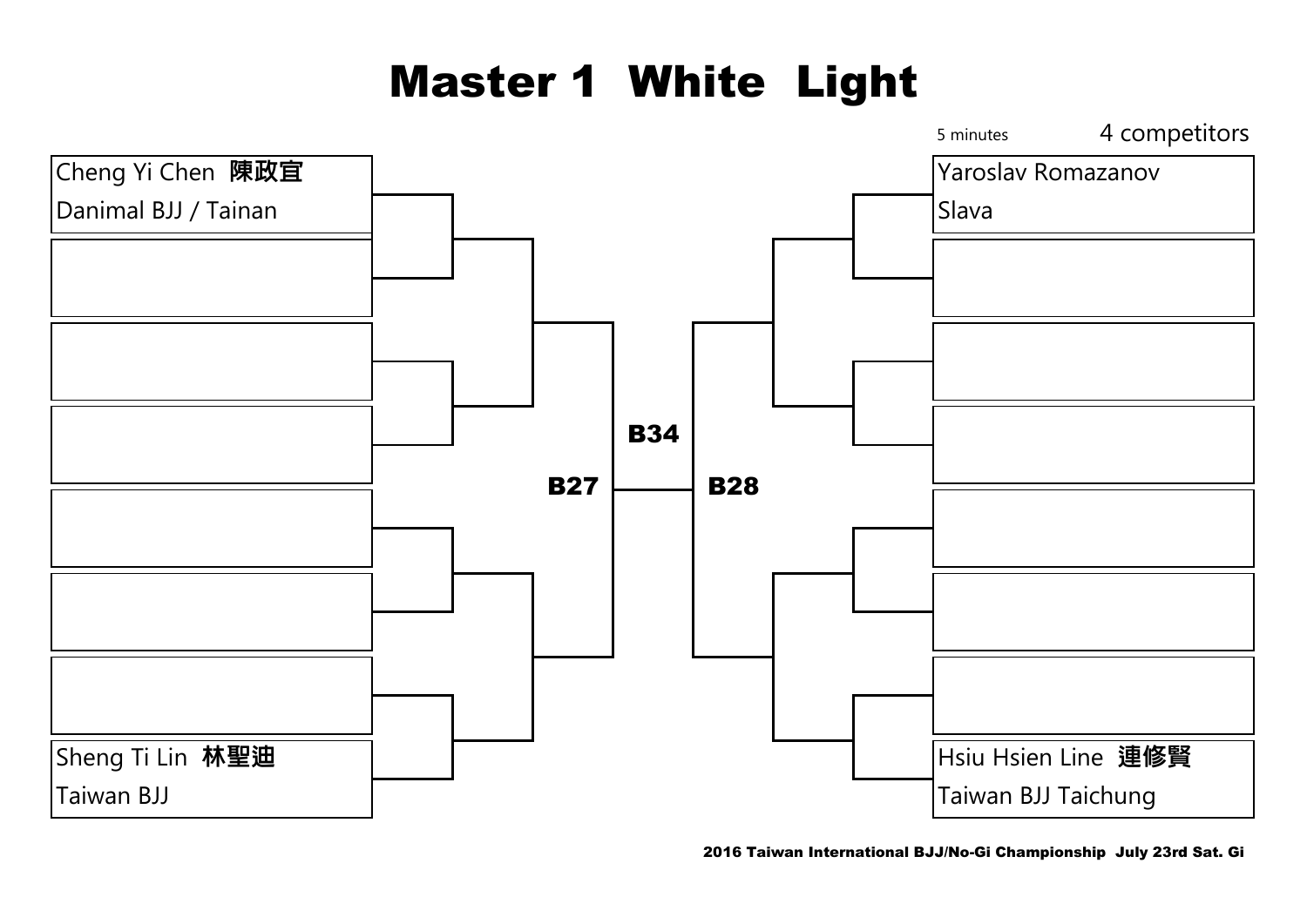# Master 1 White Light

5 minutes

4 competitors

Cheng Yi Chen 陳政宜
Danimal BJJ / Tainan

Sheng Ti Lin 林聖迪
Taiwan BJJ

B27

B34

B28

Yaroslav Romazanov
Slava

Hsiu Hsien Line 連修賢
Taiwan BJJ Taichung

2016 Taiwan International BJJ/No-Gi Championship July 23rd Sat. Gi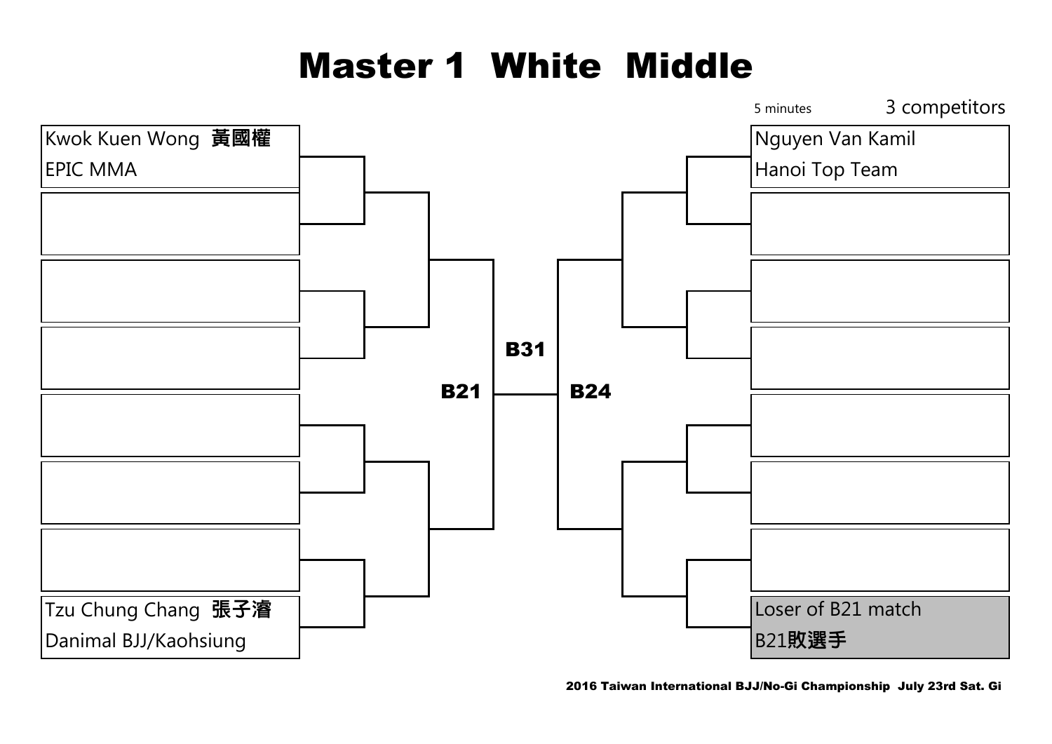# Master 1 White Middle

5 minutes

3 competitors

Kwok Kuen Wong 黃國權
EPIC MMA

Tzu Chung Chang 張子濬
Danimal BJJ/Kaohsiung

B21

B31

B24

Nguyen Van Kamil
Hanoi Top Team

Loser of B21 match
B21敗選手

2016 Taiwan International BJJ/No-Gi Championship July 23rd Sat. Gi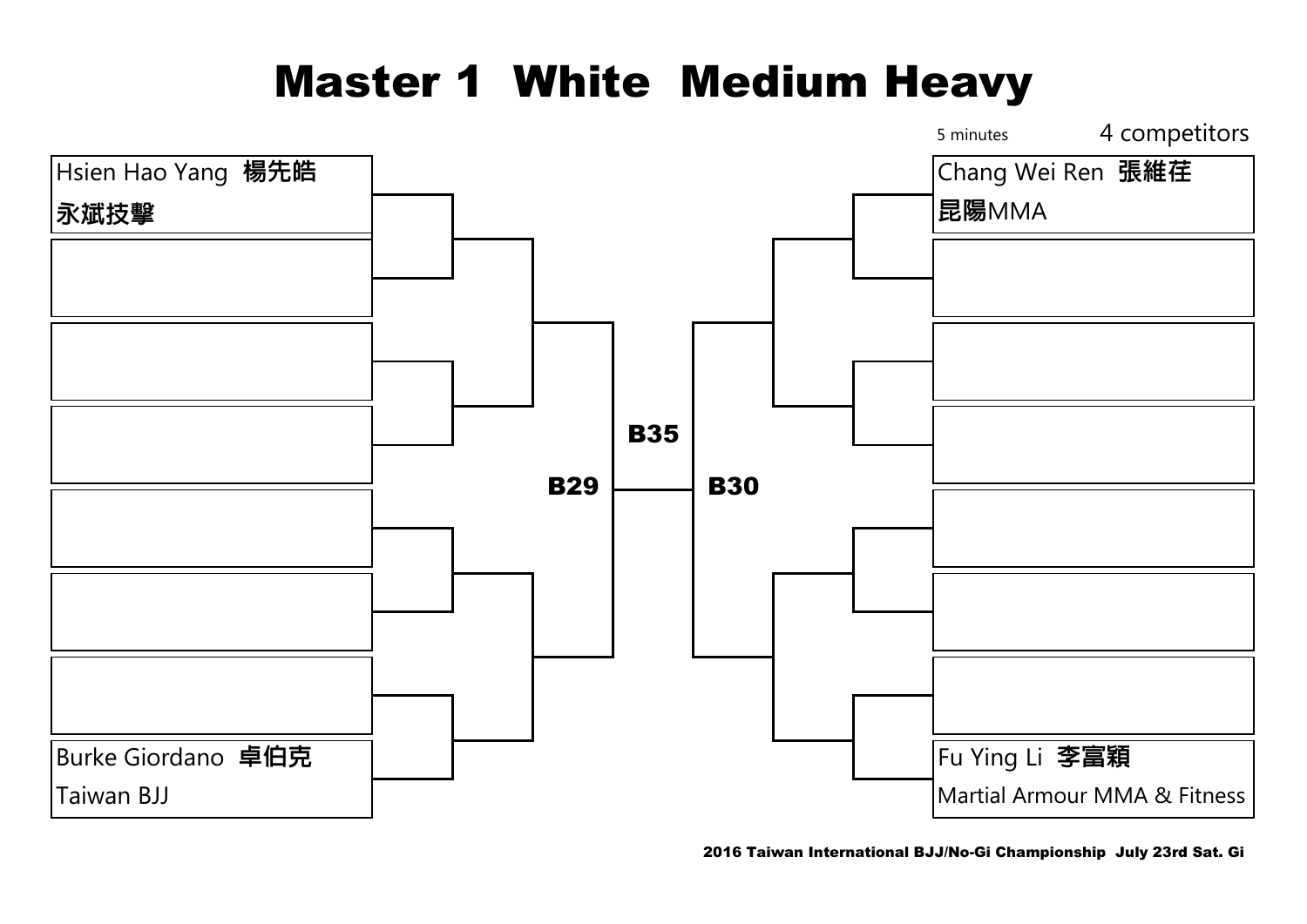# Master 1 White Medium Heavy

5 minutes

4 competitors

Hsien Hao Yang 楊先皓
永斌技擊

Burke Giordano 卓伯克
Taiwan BJJ

Chang Wei Ren 張維荏
昆陽MMA

Fu Ying Li 李富穎
Martial Armour MMA & Fitness

B29

B35

B30

2016 Taiwan International BJJ/No-Gi Championship July 23rd Sat. Gi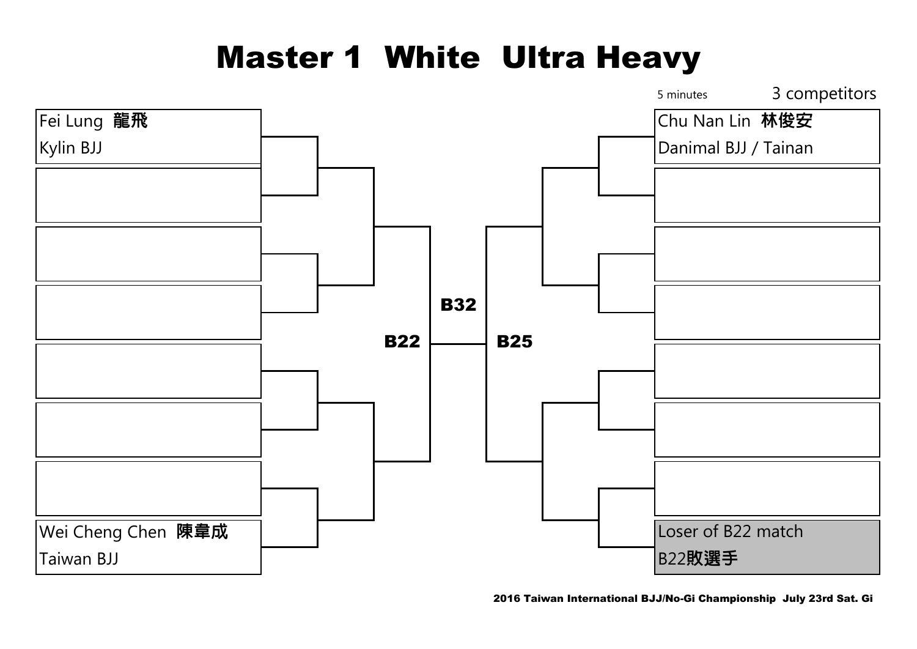# Master 1 White Ultra Heavy

5 minutes

3 competitors

Fei Lung 龍飛
Kylin BJJ

Wei Cheng Chen 陳韋成
Taiwan BJJ

B22

B32

B25

Chu Nan Lin 林俊安
Danimal BJJ / Tainan

Loser of B22 match
B22敗選手

2016 Taiwan International BJJ/No-Gi Championship July 23rd Sat. Gi